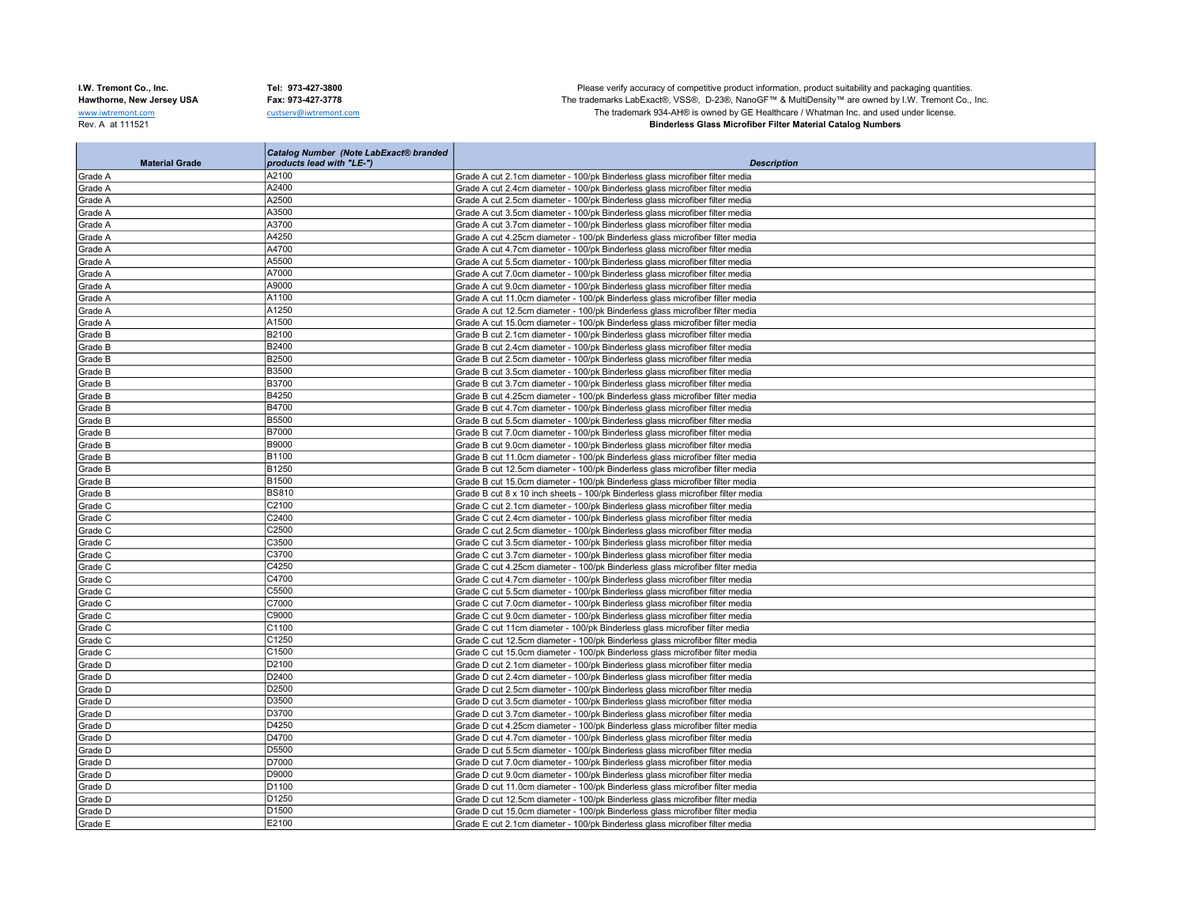**I.W. Tremont Co., Inc.**
**Hawthorne, New Jersey USA**
www.iwtremont.com
Rev. A at 111521

**Tel: 973-427-3800**
**Fax: 973-427-3778**
custserv@iwtremont.com

Please verify accuracy of competitive product information, product suitability and packaging quantities.
The trademarks LabExact®, VSS®, D-23®, NanoGF™ & MultiDensity™ are owned by I.W. Tremont Co., Inc.
The trademark 934-AH® is owned by GE Healthcare / Whatman Inc. and used under license.
**Binderless Glass Microfiber Filter Material Catalog Numbers**

| Material Grade | *Catalog Number (Note LabExact® branded products lead with "LE-")* | *Description* |
|---|---|---|
| Grade A | A2100 | Grade A cut 2.1cm diameter - 100/pk Binderless glass microfiber filter media |
| Grade A | A2400 | Grade A cut 2.4cm diameter - 100/pk Binderless glass microfiber filter media |
| Grade A | A2500 | Grade A cut 2.5cm diameter - 100/pk Binderless glass microfiber filter media |
| Grade A | A3500 | Grade A cut 3.5cm diameter - 100/pk Binderless glass microfiber filter media |
| Grade A | A3700 | Grade A cut 3.7cm diameter - 100/pk Binderless glass microfiber filter media |
| Grade A | A4250 | Grade A cut 4.25cm diameter - 100/pk Binderless glass microfiber filter media |
| Grade A | A4700 | Grade A cut 4.7cm diameter - 100/pk Binderless glass microfiber filter media |
| Grade A | A5500 | Grade A cut 5.5cm diameter - 100/pk Binderless glass microfiber filter media |
| Grade A | A7000 | Grade A cut 7.0cm diameter - 100/pk Binderless glass microfiber filter media |
| Grade A | A9000 | Grade A cut 9.0cm diameter - 100/pk Binderless glass microfiber filter media |
| Grade A | A1100 | Grade A cut 11.0cm diameter - 100/pk Binderless glass microfiber filter media |
| Grade A | A1250 | Grade A cut 12.5cm diameter - 100/pk Binderless glass microfiber filter media |
| Grade A | A1500 | Grade A cut 15.0cm diameter - 100/pk Binderless glass microfiber filter media |
| Grade B | B2100 | Grade B cut 2.1cm diameter - 100/pk Binderless glass microfiber filter media |
| Grade B | B2400 | Grade B cut 2.4cm diameter - 100/pk Binderless glass microfiber filter media |
| Grade B | B2500 | Grade B cut 2.5cm diameter - 100/pk Binderless glass microfiber filter media |
| Grade B | B3500 | Grade B cut 3.5cm diameter - 100/pk Binderless glass microfiber filter media |
| Grade B | B3700 | Grade B cut 3.7cm diameter - 100/pk Binderless glass microfiber filter media |
| Grade B | B4250 | Grade B cut 4.25cm diameter - 100/pk Binderless glass microfiber filter media |
| Grade B | B4700 | Grade B cut 4.7cm diameter - 100/pk Binderless glass microfiber filter media |
| Grade B | B5500 | Grade B cut 5.5cm diameter - 100/pk Binderless glass microfiber filter media |
| Grade B | B7000 | Grade B cut 7.0cm diameter - 100/pk Binderless glass microfiber filter media |
| Grade B | B9000 | Grade B cut 9.0cm diameter - 100/pk Binderless glass microfiber filter media |
| Grade B | B1100 | Grade B cut 11.0cm diameter - 100/pk Binderless glass microfiber filter media |
| Grade B | B1250 | Grade B cut 12.5cm diameter - 100/pk Binderless glass microfiber filter media |
| Grade B | B1500 | Grade B cut 15.0cm diameter - 100/pk Binderless glass microfiber filter media |
| Grade B | BS810 | Grade B cut 8 x 10 inch sheets - 100/pk Binderless glass microfiber filter media |
| Grade C | C2100 | Grade C cut 2.1cm diameter - 100/pk Binderless glass microfiber filter media |
| Grade C | C2400 | Grade C cut 2.4cm diameter - 100/pk Binderless glass microfiber filter media |
| Grade C | C2500 | Grade C cut 2.5cm diameter - 100/pk Binderless glass microfiber filter media |
| Grade C | C3500 | Grade C cut 3.5cm diameter - 100/pk Binderless glass microfiber filter media |
| Grade C | C3700 | Grade C cut 3.7cm diameter - 100/pk Binderless glass microfiber filter media |
| Grade C | C4250 | Grade C cut 4.25cm diameter - 100/pk Binderless glass microfiber filter media |
| Grade C | C4700 | Grade C cut 4.7cm diameter - 100/pk Binderless glass microfiber filter media |
| Grade C | C5500 | Grade C cut 5.5cm diameter - 100/pk Binderless glass microfiber filter media |
| Grade C | C7000 | Grade C cut 7.0cm diameter - 100/pk Binderless glass microfiber filter media |
| Grade C | C9000 | Grade C cut 9.0cm diameter - 100/pk Binderless glass microfiber filter media |
| Grade C | C1100 | Grade C cut 11cm diameter - 100/pk Binderless glass microfiber filter media |
| Grade C | C1250 | Grade C cut 12.5cm diameter - 100/pk Binderless glass microfiber filter media |
| Grade C | C1500 | Grade C cut 15.0cm diameter - 100/pk Binderless glass microfiber filter media |
| Grade D | D2100 | Grade D cut 2.1cm diameter - 100/pk Binderless glass microfiber filter media |
| Grade D | D2400 | Grade D cut 2.4cm diameter - 100/pk Binderless glass microfiber filter media |
| Grade D | D2500 | Grade D cut 2.5cm diameter - 100/pk Binderless glass microfiber filter media |
| Grade D | D3500 | Grade D cut 3.5cm diameter - 100/pk Binderless glass microfiber filter media |
| Grade D | D3700 | Grade D cut 3.7cm diameter - 100/pk Binderless glass microfiber filter media |
| Grade D | D4250 | Grade D cut 4.25cm diameter - 100/pk Binderless glass microfiber filter media |
| Grade D | D4700 | Grade D cut 4.7cm diameter - 100/pk Binderless glass microfiber filter media |
| Grade D | D5500 | Grade D cut 5.5cm diameter - 100/pk Binderless glass microfiber filter media |
| Grade D | D7000 | Grade D cut 7.0cm diameter - 100/pk Binderless glass microfiber filter media |
| Grade D | D9000 | Grade D cut 9.0cm diameter - 100/pk Binderless glass microfiber filter media |
| Grade D | D1100 | Grade D cut 11.0cm diameter - 100/pk Binderless glass microfiber filter media |
| Grade D | D1250 | Grade D cut 12.5cm diameter - 100/pk Binderless glass microfiber filter media |
| Grade D | D1500 | Grade D cut 15.0cm diameter - 100/pk Binderless glass microfiber filter media |
| Grade E | E2100 | Grade E cut 2.1cm diameter - 100/pk Binderless glass microfiber filter media |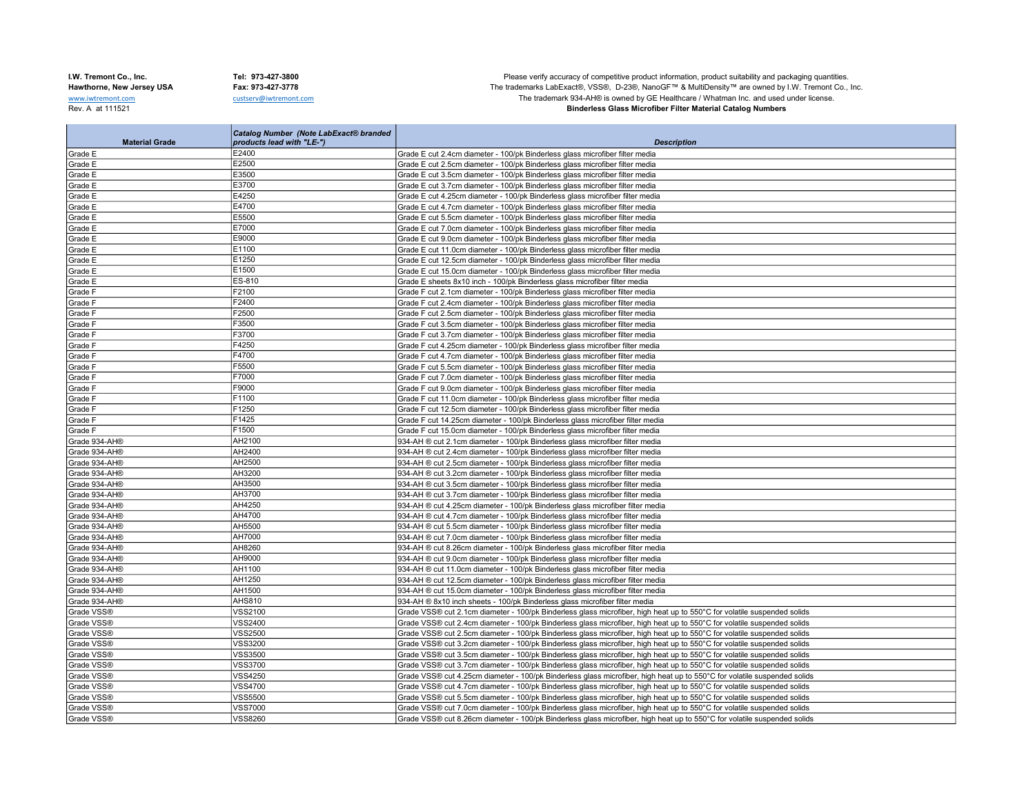**I.W. Tremont Co., Inc.**
**Hawthorne, New Jersey USA**
www.iwtremont.com
Rev. A at 111521

**Tel: 973-427-3800**
**Fax: 973-427-3778**
custserv@iwtremont.com

Please verify accuracy of competitive product information, product suitability and packaging quantities.
The trademarks LabExact®, VSS®, D-23®, NanoGF™ & MultiDensity™ are owned by I.W. Tremont Co., Inc.
The trademark 934-AH® is owned by GE Healthcare / Whatman Inc. and used under license.
**Binderless Glass Microfiber Filter Material Catalog Numbers**

| Material Grade | Catalog Number (Note LabExact® branded products lead with "LE-") | Description |
|---|---|---|
| Grade E | E2400 | Grade E cut 2.4cm diameter - 100/pk Binderless glass microfiber filter media |
| Grade E | E2500 | Grade E cut 2.5cm diameter - 100/pk Binderless glass microfiber filter media |
| Grade E | E3500 | Grade E cut 3.5cm diameter - 100/pk Binderless glass microfiber filter media |
| Grade E | E3700 | Grade E cut 3.7cm diameter - 100/pk Binderless glass microfiber filter media |
| Grade E | E4250 | Grade E cut 4.25cm diameter - 100/pk Binderless glass microfiber filter media |
| Grade E | E4700 | Grade E cut 4.7cm diameter - 100/pk Binderless glass microfiber filter media |
| Grade E | E5500 | Grade E cut 5.5cm diameter - 100/pk Binderless glass microfiber filter media |
| Grade E | E7000 | Grade E cut 7.0cm diameter - 100/pk Binderless glass microfiber filter media |
| Grade E | E9000 | Grade E cut 9.0cm diameter - 100/pk Binderless glass microfiber filter media |
| Grade E | E1100 | Grade E cut 11.0cm diameter - 100/pk Binderless glass microfiber filter media |
| Grade E | E1250 | Grade E cut 12.5cm diameter - 100/pk Binderless glass microfiber filter media |
| Grade E | E1500 | Grade E cut 15.0cm diameter - 100/pk Binderless glass microfiber filter media |
| Grade E | ES-810 | Grade E sheets 8x10 inch - 100/pk Binderless glass microfiber filter media |
| Grade F | F2100 | Grade F cut 2.1cm diameter - 100/pk Binderless glass microfiber filter media |
| Grade F | F2400 | Grade F cut 2.4cm diameter - 100/pk Binderless glass microfiber filter media |
| Grade F | F2500 | Grade F cut 2.5cm diameter - 100/pk Binderless glass microfiber filter media |
| Grade F | F3500 | Grade F cut 3.5cm diameter - 100/pk Binderless glass microfiber filter media |
| Grade F | F3700 | Grade F cut 3.7cm diameter - 100/pk Binderless glass microfiber filter media |
| Grade F | F4250 | Grade F cut 4.25cm diameter - 100/pk Binderless glass microfiber filter media |
| Grade F | F4700 | Grade F cut 4.7cm diameter - 100/pk Binderless glass microfiber filter media |
| Grade F | F5500 | Grade F cut 5.5cm diameter - 100/pk Binderless glass microfiber filter media |
| Grade F | F7000 | Grade F cut 7.0cm diameter - 100/pk Binderless glass microfiber filter media |
| Grade F | F9000 | Grade F cut 9.0cm diameter - 100/pk Binderless glass microfiber filter media |
| Grade F | F1100 | Grade F cut 11.0cm diameter - 100/pk Binderless glass microfiber filter media |
| Grade F | F1250 | Grade F cut 12.5cm diameter - 100/pk Binderless glass microfiber filter media |
| Grade F | F1425 | Grade F cut 14.25cm diameter - 100/pk Binderless glass microfiber filter media |
| Grade F | F1500 | Grade F cut 15.0cm diameter - 100/pk Binderless glass microfiber filter media |
| Grade 934-AH® | AH2100 | 934-AH ® cut 2.1cm diameter - 100/pk Binderless glass microfiber filter media |
| Grade 934-AH® | AH2400 | 934-AH ® cut 2.4cm diameter - 100/pk Binderless glass microfiber filter media |
| Grade 934-AH® | AH2500 | 934-AH ® cut 2.5cm diameter - 100/pk Binderless glass microfiber filter media |
| Grade 934-AH® | AH3200 | 934-AH ® cut 3.2cm diameter - 100/pk Binderless glass microfiber filter media |
| Grade 934-AH® | AH3500 | 934-AH ® cut 3.5cm diameter - 100/pk Binderless glass microfiber filter media |
| Grade 934-AH® | AH3700 | 934-AH ® cut 3.7cm diameter - 100/pk Binderless glass microfiber filter media |
| Grade 934-AH® | AH4250 | 934-AH ® cut 4.25cm diameter - 100/pk Binderless glass microfiber filter media |
| Grade 934-AH® | AH4700 | 934-AH ® cut 4.7cm diameter - 100/pk Binderless glass microfiber filter media |
| Grade 934-AH® | AH5500 | 934-AH ® cut 5.5cm diameter - 100/pk Binderless glass microfiber filter media |
| Grade 934-AH® | AH7000 | 934-AH ® cut 7.0cm diameter - 100/pk Binderless glass microfiber filter media |
| Grade 934-AH® | AH8260 | 934-AH ® cut 8.26cm diameter - 100/pk Binderless glass microfiber filter media |
| Grade 934-AH® | AH9000 | 934-AH ® cut 9.0cm diameter - 100/pk Binderless glass microfiber filter media |
| Grade 934-AH® | AH1100 | 934-AH ® cut 11.0cm diameter - 100/pk Binderless glass microfiber filter media |
| Grade 934-AH® | AH1250 | 934-AH ® cut 12.5cm diameter - 100/pk Binderless glass microfiber filter media |
| Grade 934-AH® | AH1500 | 934-AH ® cut 15.0cm diameter - 100/pk Binderless glass microfiber filter media |
| Grade 934-AH® | AHS810 | 934-AH ® 8x10 inch sheets - 100/pk Binderless glass microfiber filter media |
| Grade VSS® | VSS2100 | Grade VSS® cut 2.1cm diameter - 100/pk Binderless glass microfiber, high heat up to 550°C for volatile suspended solids |
| Grade VSS® | VSS2400 | Grade VSS® cut 2.4cm diameter - 100/pk Binderless glass microfiber, high heat up to 550°C for volatile suspended solids |
| Grade VSS® | VSS2500 | Grade VSS® cut 2.5cm diameter - 100/pk Binderless glass microfiber, high heat up to 550°C for volatile suspended solids |
| Grade VSS® | VSS3200 | Grade VSS® cut 3.2cm diameter - 100/pk Binderless glass microfiber, high heat up to 550°C for volatile suspended solids |
| Grade VSS® | VSS3500 | Grade VSS® cut 3.5cm diameter - 100/pk Binderless glass microfiber, high heat up to 550°C for volatile suspended solids |
| Grade VSS® | VSS3700 | Grade VSS® cut 3.7cm diameter - 100/pk Binderless glass microfiber, high heat up to 550°C for volatile suspended solids |
| Grade VSS® | VSS4250 | Grade VSS® cut 4.25cm diameter - 100/pk Binderless glass microfiber, high heat up to 550°C for volatile suspended solids |
| Grade VSS® | VSS4700 | Grade VSS® cut 4.7cm diameter - 100/pk Binderless glass microfiber, high heat up to 550°C for volatile suspended solids |
| Grade VSS® | VSS5500 | Grade VSS® cut 5.5cm diameter - 100/pk Binderless glass microfiber, high heat up to 550°C for volatile suspended solids |
| Grade VSS® | VSS7000 | Grade VSS® cut 7.0cm diameter - 100/pk Binderless glass microfiber, high heat up to 550°C for volatile suspended solids |
| Grade VSS® | VSS8260 | Grade VSS® cut 8.26cm diameter - 100/pk Binderless glass microfiber, high heat up to 550°C for volatile suspended solids |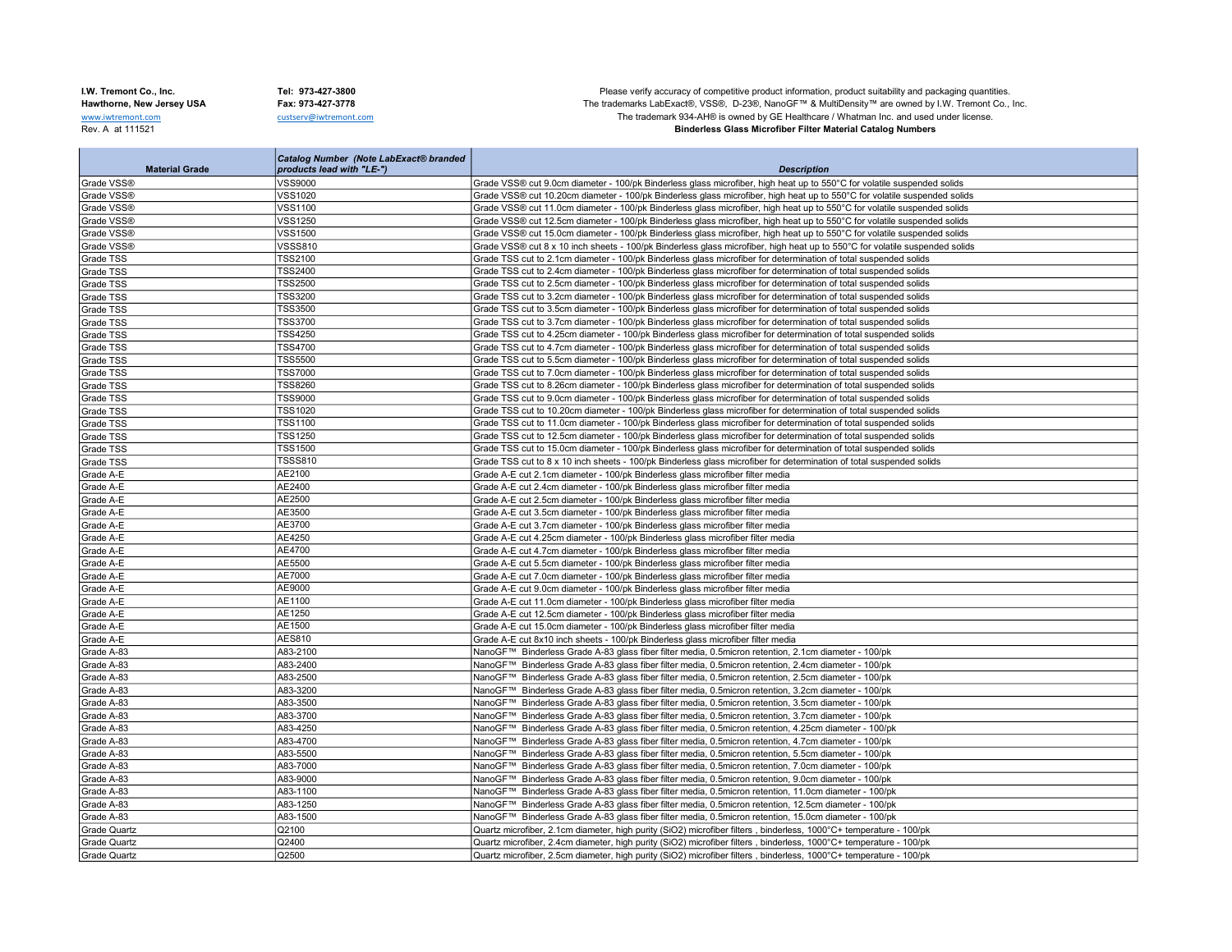**I.W. Tremont Co., Inc.**
**Hawthorne, New Jersey USA**
www.iwtremont.com
Rev. A at 111521

**Tel: 973-427-3800**
**Fax: 973-427-3778**
custserv@iwtremont.com

Please verify accuracy of competitive product information, product suitability and packaging quantities.
The trademarks LabExact®, VSS®, D-23®, NanoGF™ & MultiDensity™ are owned by I.W. Tremont Co., Inc.
The trademark 934-AH® is owned by GE Healthcare / Whatman Inc. and used under license.
**Binderless Glass Microfiber Filter Material Catalog Numbers**

| Material Grade | Catalog Number (Note LabExact® branded products lead with "LE-") | Description |
|---|---|---|
| Grade VSS® | VSS9000 | Grade VSS® cut 9.0cm diameter - 100/pk Binderless glass microfiber, high heat up to 550°C for volatile suspended solids |
| Grade VSS® | VSS1020 | Grade VSS® cut 10.20cm diameter - 100/pk Binderless glass microfiber, high heat up to 550°C for volatile suspended solids |
| Grade VSS® | VSS1100 | Grade VSS® cut 11.0cm diameter - 100/pk Binderless glass microfiber, high heat up to 550°C for volatile suspended solids |
| Grade VSS® | VSS1250 | Grade VSS® cut 12.5cm diameter - 100/pk Binderless glass microfiber, high heat up to 550°C for volatile suspended solids |
| Grade VSS® | VSS1500 | Grade VSS® cut 15.0cm diameter - 100/pk Binderless glass microfiber, high heat up to 550°C for volatile suspended solids |
| Grade VSS® | VSSS810 | Grade VSS® cut 8 x 10 inch sheets - 100/pk Binderless glass microfiber, high heat up to 550°C for volatile suspended solids |
| Grade TSS | TSS2100 | Grade TSS cut to 2.1cm diameter - 100/pk Binderless glass microfiber for determination of total suspended solids |
| Grade TSS | TSS2400 | Grade TSS cut to 2.4cm diameter - 100/pk Binderless glass microfiber for determination of total suspended solids |
| Grade TSS | TSS2500 | Grade TSS cut to 2.5cm diameter - 100/pk Binderless glass microfiber for determination of total suspended solids |
| Grade TSS | TSS3200 | Grade TSS cut to 3.2cm diameter - 100/pk Binderless glass microfiber for determination of total suspended solids |
| Grade TSS | TSS3500 | Grade TSS cut to 3.5cm diameter - 100/pk Binderless glass microfiber for determination of total suspended solids |
| Grade TSS | TSS3700 | Grade TSS cut to 3.7cm diameter - 100/pk Binderless glass microfiber for determination of total suspended solids |
| Grade TSS | TSS4250 | Grade TSS cut to 4.25cm diameter - 100/pk Binderless glass microfiber for determination of total suspended solids |
| Grade TSS | TSS4700 | Grade TSS cut to 4.7cm diameter - 100/pk Binderless glass microfiber for determination of total suspended solids |
| Grade TSS | TSS5500 | Grade TSS cut to 5.5cm diameter - 100/pk Binderless glass microfiber for determination of total suspended solids |
| Grade TSS | TSS7000 | Grade TSS cut to 7.0cm diameter - 100/pk Binderless glass microfiber for determination of total suspended solids |
| Grade TSS | TSS8260 | Grade TSS cut to 8.26cm diameter - 100/pk Binderless glass microfiber for determination of total suspended solids |
| Grade TSS | TSS9000 | Grade TSS cut to 9.0cm diameter - 100/pk Binderless glass microfiber for determination of total suspended solids |
| Grade TSS | TSS1020 | Grade TSS cut to 10.20cm diameter - 100/pk Binderless glass microfiber for determination of total suspended solids |
| Grade TSS | TSS1100 | Grade TSS cut to 11.0cm diameter - 100/pk Binderless glass microfiber for determination of total suspended solids |
| Grade TSS | TSS1250 | Grade TSS cut to 12.5cm diameter - 100/pk Binderless glass microfiber for determination of total suspended solids |
| Grade TSS | TSS1500 | Grade TSS cut to 15.0cm diameter - 100/pk Binderless glass microfiber for determination of total suspended solids |
| Grade TSS | TSSS810 | Grade TSS cut to 8 x 10 inch sheets - 100/pk Binderless glass microfiber for determination of total suspended solids |
| Grade A-E | AE2100 | Grade A-E cut 2.1cm diameter - 100/pk Binderless glass microfiber filter media |
| Grade A-E | AE2400 | Grade A-E cut 2.4cm diameter - 100/pk Binderless glass microfiber filter media |
| Grade A-E | AE2500 | Grade A-E cut 2.5cm diameter - 100/pk Binderless glass microfiber filter media |
| Grade A-E | AE3500 | Grade A-E cut 3.5cm diameter - 100/pk Binderless glass microfiber filter media |
| Grade A-E | AE3700 | Grade A-E cut 3.7cm diameter - 100/pk Binderless glass microfiber filter media |
| Grade A-E | AE4250 | Grade A-E cut 4.25cm diameter - 100/pk Binderless glass microfiber filter media |
| Grade A-E | AE4700 | Grade A-E cut 4.7cm diameter - 100/pk Binderless glass microfiber filter media |
| Grade A-E | AE5500 | Grade A-E cut 5.5cm diameter - 100/pk Binderless glass microfiber filter media |
| Grade A-E | AE7000 | Grade A-E cut 7.0cm diameter - 100/pk Binderless glass microfiber filter media |
| Grade A-E | AE9000 | Grade A-E cut 9.0cm diameter - 100/pk Binderless glass microfiber filter media |
| Grade A-E | AE1100 | Grade A-E cut 11.0cm diameter - 100/pk Binderless glass microfiber filter media |
| Grade A-E | AE1250 | Grade A-E cut 12.5cm diameter - 100/pk Binderless glass microfiber filter media |
| Grade A-E | AE1500 | Grade A-E cut 15.0cm diameter - 100/pk Binderless glass microfiber filter media |
| Grade A-E | AES810 | Grade A-E cut 8x10 inch sheets - 100/pk Binderless glass microfiber filter media |
| Grade A-83 | A83-2100 | NanoGF™ Binderless Grade A-83 glass fiber filter media, 0.5micron retention, 2.1cm diameter - 100/pk |
| Grade A-83 | A83-2400 | NanoGF™ Binderless Grade A-83 glass fiber filter media, 0.5micron retention, 2.4cm diameter - 100/pk |
| Grade A-83 | A83-2500 | NanoGF™ Binderless Grade A-83 glass fiber filter media, 0.5micron retention, 2.5cm diameter - 100/pk |
| Grade A-83 | A83-3200 | NanoGF™ Binderless Grade A-83 glass fiber filter media, 0.5micron retention, 3.2cm diameter - 100/pk |
| Grade A-83 | A83-3500 | NanoGF™ Binderless Grade A-83 glass fiber filter media, 0.5micron retention, 3.5cm diameter - 100/pk |
| Grade A-83 | A83-3700 | NanoGF™ Binderless Grade A-83 glass fiber filter media, 0.5micron retention, 3.7cm diameter - 100/pk |
| Grade A-83 | A83-4250 | NanoGF™ Binderless Grade A-83 glass fiber filter media, 0.5micron retention, 4.25cm diameter - 100/pk |
| Grade A-83 | A83-4700 | NanoGF™ Binderless Grade A-83 glass fiber filter media, 0.5micron retention, 4.7cm diameter - 100/pk |
| Grade A-83 | A83-5500 | NanoGF™ Binderless Grade A-83 glass fiber filter media, 0.5micron retention, 5.5cm diameter - 100/pk |
| Grade A-83 | A83-7000 | NanoGF™ Binderless Grade A-83 glass fiber filter media, 0.5micron retention, 7.0cm diameter - 100/pk |
| Grade A-83 | A83-9000 | NanoGF™ Binderless Grade A-83 glass fiber filter media, 0.5micron retention, 9.0cm diameter - 100/pk |
| Grade A-83 | A83-1100 | NanoGF™ Binderless Grade A-83 glass fiber filter media, 0.5micron retention, 11.0cm diameter - 100/pk |
| Grade A-83 | A83-1250 | NanoGF™ Binderless Grade A-83 glass fiber filter media, 0.5micron retention, 12.5cm diameter - 100/pk |
| Grade A-83 | A83-1500 | NanoGF™ Binderless Grade A-83 glass fiber filter media, 0.5micron retention, 15.0cm diameter - 100/pk |
| Grade Quartz | Q2100 | Quartz microfiber, 2.1cm diameter, high purity ($SiO_2$) microfiber filters , binderless, 1000°C+ temperature - 100/pk |
| Grade Quartz | Q2400 | Quartz microfiber, 2.4cm diameter, high purity ($SiO_2$) microfiber filters , binderless, 1000°C+ temperature - 100/pk |
| Grade Quartz | Q2500 | Quartz microfiber, 2.5cm diameter, high purity ($SiO_2$) microfiber filters , binderless, 1000°C+ temperature - 100/pk |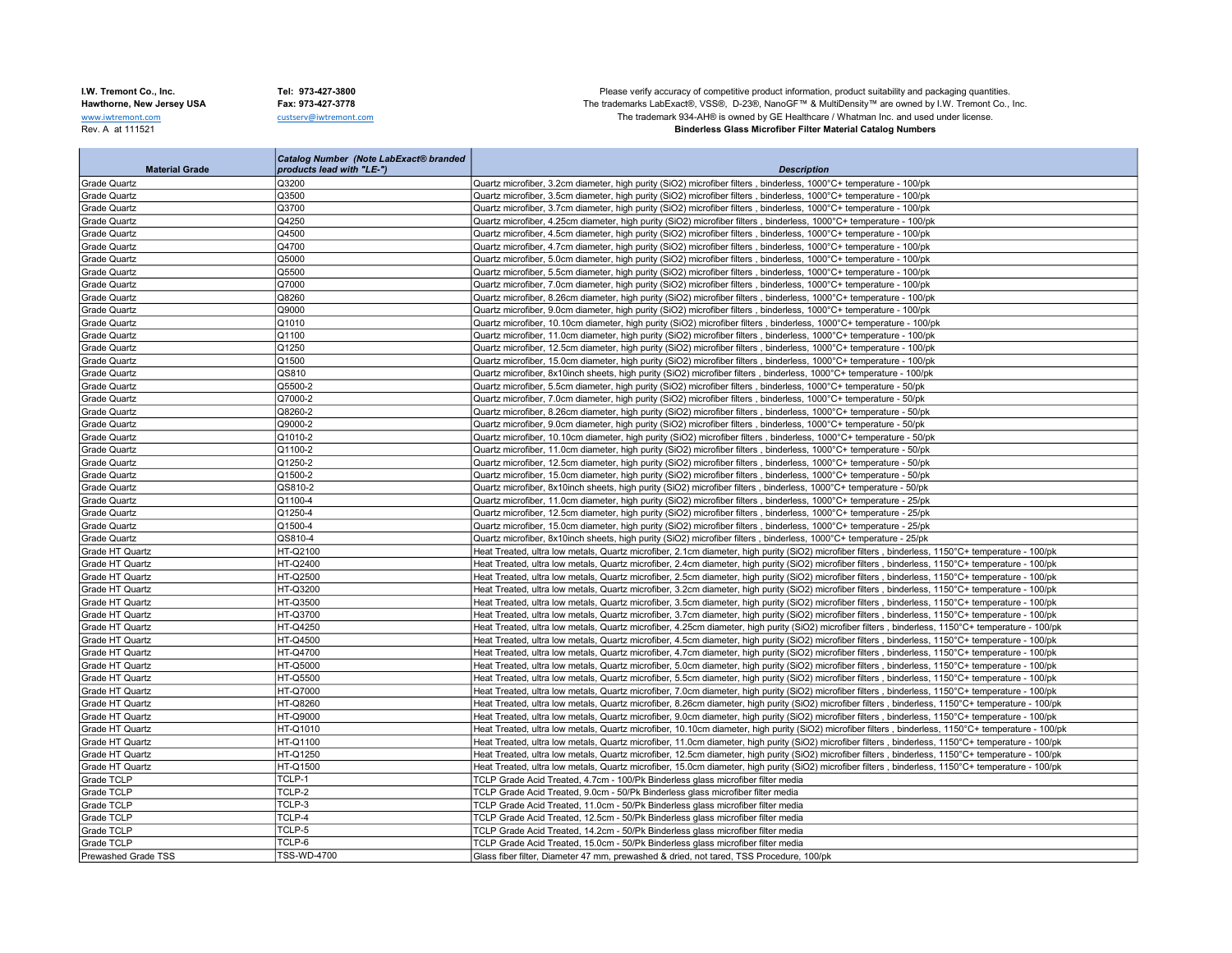**I.W. Tremont Co., Inc.**
**Hawthorne, New Jersey USA**
www.iwtremont.com
Rev. A at 111521

**Tel: 973-427-3800**
**Fax: 973-427-3778**
custserv@iwtremont.com

Please verify accuracy of competitive product information, product suitability and packaging quantities.
The trademarks LabExact®, VSS®, D-23®, NanoGF™ & MultiDensity™ are owned by I.W. Tremont Co., Inc.
The trademark 934-AH® is owned by GE Healthcare / Whatman Inc. and used under license.
**Binderless Glass Microfiber Filter Material Catalog Numbers**

| Material Grade | *Catalog Number (Note LabExact® branded products lead with "LE-")* | *Description* |
|---|---|---|
| Grade Quartz | Q3200 | Quartz microfiber, 3.2cm diameter, high purity (SiO2) microfiber filters , binderless, 1000°C+ temperature - 100/pk |
| Grade Quartz | Q3500 | Quartz microfiber, 3.5cm diameter, high purity (SiO2) microfiber filters , binderless, 1000°C+ temperature - 100/pk |
| Grade Quartz | Q3700 | Quartz microfiber, 3.7cm diameter, high purity (SiO2) microfiber filters , binderless, 1000°C+ temperature - 100/pk |
| Grade Quartz | Q4250 | Quartz microfiber, 4.25cm diameter, high purity (SiO2) microfiber filters , binderless, 1000°C+ temperature - 100/pk |
| Grade Quartz | Q4500 | Quartz microfiber, 4.5cm diameter, high purity (SiO2) microfiber filters , binderless, 1000°C+ temperature - 100/pk |
| Grade Quartz | Q4700 | Quartz microfiber, 4.7cm diameter, high purity (SiO2) microfiber filters , binderless, 1000°C+ temperature - 100/pk |
| Grade Quartz | Q5000 | Quartz microfiber, 5.0cm diameter, high purity (SiO2) microfiber filters , binderless, 1000°C+ temperature - 100/pk |
| Grade Quartz | Q5500 | Quartz microfiber, 5.5cm diameter, high purity (SiO2) microfiber filters , binderless, 1000°C+ temperature - 100/pk |
| Grade Quartz | Q7000 | Quartz microfiber, 7.0cm diameter, high purity (SiO2) microfiber filters , binderless, 1000°C+ temperature - 100/pk |
| Grade Quartz | Q8260 | Quartz microfiber, 8.26cm diameter, high purity (SiO2) microfiber filters , binderless, 1000°C+ temperature - 100/pk |
| Grade Quartz | Q9000 | Quartz microfiber, 9.0cm diameter, high purity (SiO2) microfiber filters , binderless, 1000°C+ temperature - 100/pk |
| Grade Quartz | Q1010 | Quartz microfiber, 10.10cm diameter, high purity (SiO2) microfiber filters , binderless, 1000°C+ temperature - 100/pk |
| Grade Quartz | Q1100 | Quartz microfiber, 11.0cm diameter, high purity (SiO2) microfiber filters , binderless, 1000°C+ temperature - 100/pk |
| Grade Quartz | Q1250 | Quartz microfiber, 12.5cm diameter, high purity (SiO2) microfiber filters , binderless, 1000°C+ temperature - 100/pk |
| Grade Quartz | Q1500 | Quartz microfiber, 15.0cm diameter, high purity (SiO2) microfiber filters , binderless, 1000°C+ temperature - 100/pk |
| Grade Quartz | QS810 | Quartz microfiber, 8x10inch sheets, high purity (SiO2) microfiber filters , binderless, 1000°C+ temperature - 100/pk |
| Grade Quartz | Q5500-2 | Quartz microfiber, 5.5cm diameter, high purity (SiO2) microfiber filters , binderless, 1000°C+ temperature - 50/pk |
| Grade Quartz | Q7000-2 | Quartz microfiber, 7.0cm diameter, high purity (SiO2) microfiber filters , binderless, 1000°C+ temperature - 50/pk |
| Grade Quartz | Q8260-2 | Quartz microfiber, 8.26cm diameter, high purity (SiO2) microfiber filters , binderless, 1000°C+ temperature - 50/pk |
| Grade Quartz | Q9000-2 | Quartz microfiber, 9.0cm diameter, high purity (SiO2) microfiber filters , binderless, 1000°C+ temperature - 50/pk |
| Grade Quartz | Q1010-2 | Quartz microfiber, 10.10cm diameter, high purity (SiO2) microfiber filters , binderless, 1000°C+ temperature - 50/pk |
| Grade Quartz | Q1100-2 | Quartz microfiber, 11.0cm diameter, high purity (SiO2) microfiber filters , binderless, 1000°C+ temperature - 50/pk |
| Grade Quartz | Q1250-2 | Quartz microfiber, 12.5cm diameter, high purity (SiO2) microfiber filters , binderless, 1000°C+ temperature - 50/pk |
| Grade Quartz | Q1500-2 | Quartz microfiber, 15.0cm diameter, high purity (SiO2) microfiber filters , binderless, 1000°C+ temperature - 50/pk |
| Grade Quartz | QS810-2 | Quartz microfiber, 8x10inch sheets, high purity (SiO2) microfiber filters , binderless, 1000°C+ temperature - 50/pk |
| Grade Quartz | Q1100-4 | Quartz microfiber, 11.0cm diameter, high purity (SiO2) microfiber filters , binderless, 1000°C+ temperature - 25/pk |
| Grade Quartz | Q1250-4 | Quartz microfiber, 12.5cm diameter, high purity (SiO2) microfiber filters , binderless, 1000°C+ temperature - 25/pk |
| Grade Quartz | Q1500-4 | Quartz microfiber, 15.0cm diameter, high purity (SiO2) microfiber filters , binderless, 1000°C+ temperature - 25/pk |
| Grade Quartz | QS810-4 | Quartz microfiber, 8x10inch sheets, high purity (SiO2) microfiber filters , binderless, 1000°C+ temperature - 25/pk |
| Grade HT Quartz | HT-Q2100 | Heat Treated, ultra low metals, Quartz microfiber, 2.1cm diameter, high purity (SiO2) microfiber filters , binderless, 1150°C+ temperature - 100/pk |
| Grade HT Quartz | HT-Q2400 | Heat Treated, ultra low metals, Quartz microfiber, 2.4cm diameter, high purity (SiO2) microfiber filters , binderless, 1150°C+ temperature - 100/pk |
| Grade HT Quartz | HT-Q2500 | Heat Treated, ultra low metals, Quartz microfiber, 2.5cm diameter, high purity (SiO2) microfiber filters , binderless, 1150°C+ temperature - 100/pk |
| Grade HT Quartz | HT-Q3200 | Heat Treated, ultra low metals, Quartz microfiber, 3.2cm diameter, high purity (SiO2) microfiber filters , binderless, 1150°C+ temperature - 100/pk |
| Grade HT Quartz | HT-Q3500 | Heat Treated, ultra low metals, Quartz microfiber, 3.5cm diameter, high purity (SiO2) microfiber filters , binderless, 1150°C+ temperature - 100/pk |
| Grade HT Quartz | HT-Q3700 | Heat Treated, ultra low metals, Quartz microfiber, 3.7cm diameter, high purity (SiO2) microfiber filters , binderless, 1150°C+ temperature - 100/pk |
| Grade HT Quartz | HT-Q4250 | Heat Treated, ultra low metals, Quartz microfiber, 4.25cm diameter, high purity (SiO2) microfiber filters , binderless, 1150°C+ temperature - 100/pk |
| Grade HT Quartz | HT-Q4500 | Heat Treated, ultra low metals, Quartz microfiber, 4.5cm diameter, high purity (SiO2) microfiber filters , binderless, 1150°C+ temperature - 100/pk |
| Grade HT Quartz | HT-Q4700 | Heat Treated, ultra low metals, Quartz microfiber, 4.7cm diameter, high purity (SiO2) microfiber filters , binderless, 1150°C+ temperature - 100/pk |
| Grade HT Quartz | HT-Q5000 | Heat Treated, ultra low metals, Quartz microfiber, 5.0cm diameter, high purity (SiO2) microfiber filters , binderless, 1150°C+ temperature - 100/pk |
| Grade HT Quartz | HT-Q5500 | Heat Treated, ultra low metals, Quartz microfiber, 5.5cm diameter, high purity (SiO2) microfiber filters , binderless, 1150°C+ temperature - 100/pk |
| Grade HT Quartz | HT-Q7000 | Heat Treated, ultra low metals, Quartz microfiber, 7.0cm diameter, high purity (SiO2) microfiber filters , binderless, 1150°C+ temperature - 100/pk |
| Grade HT Quartz | HT-Q8260 | Heat Treated, ultra low metals, Quartz microfiber, 8.26cm diameter, high purity (SiO2) microfiber filters , binderless, 1150°C+ temperature - 100/pk |
| Grade HT Quartz | HT-Q9000 | Heat Treated, ultra low metals, Quartz microfiber, 9.0cm diameter, high purity (SiO2) microfiber filters , binderless, 1150°C+ temperature - 100/pk |
| Grade HT Quartz | HT-Q1010 | Heat Treated, ultra low metals, Quartz microfiber, 10.10cm diameter, high purity (SiO2) microfiber filters , binderless, 1150°C+ temperature - 100/pk |
| Grade HT Quartz | HT-Q1100 | Heat Treated, ultra low metals, Quartz microfiber, 11.0cm diameter, high purity (SiO2) microfiber filters , binderless, 1150°C+ temperature - 100/pk |
| Grade HT Quartz | HT-Q1250 | Heat Treated, ultra low metals, Quartz microfiber, 12.5cm diameter, high purity (SiO2) microfiber filters , binderless, 1150°C+ temperature - 100/pk |
| Grade HT Quartz | HT-Q1500 | Heat Treated, ultra low metals, Quartz microfiber, 15.0cm diameter, high purity (SiO2) microfiber filters , binderless, 1150°C+ temperature - 100/pk |
| Grade TCLP | TCLP-1 | TCLP Grade Acid Treated, 4.7cm - 100/Pk Binderless glass microfiber filter media |
| Grade TCLP | TCLP-2 | TCLP Grade Acid Treated, 9.0cm - 50/Pk Binderless glass microfiber filter media |
| Grade TCLP | TCLP-3 | TCLP Grade Acid Treated, 11.0cm - 50/Pk Binderless glass microfiber filter media |
| Grade TCLP | TCLP-4 | TCLP Grade Acid Treated, 12.5cm - 50/Pk Binderless glass microfiber filter media |
| Grade TCLP | TCLP-5 | TCLP Grade Acid Treated, 14.2cm - 50/Pk Binderless glass microfiber filter media |
| Grade TCLP | TCLP-6 | TCLP Grade Acid Treated, 15.0cm - 50/Pk Binderless glass microfiber filter media |
| Prewashed Grade TSS | TSS-WD-4700 | Glass fiber filter, Diameter 47 mm, prewashed & dried, not tared, TSS Procedure, 100/pk |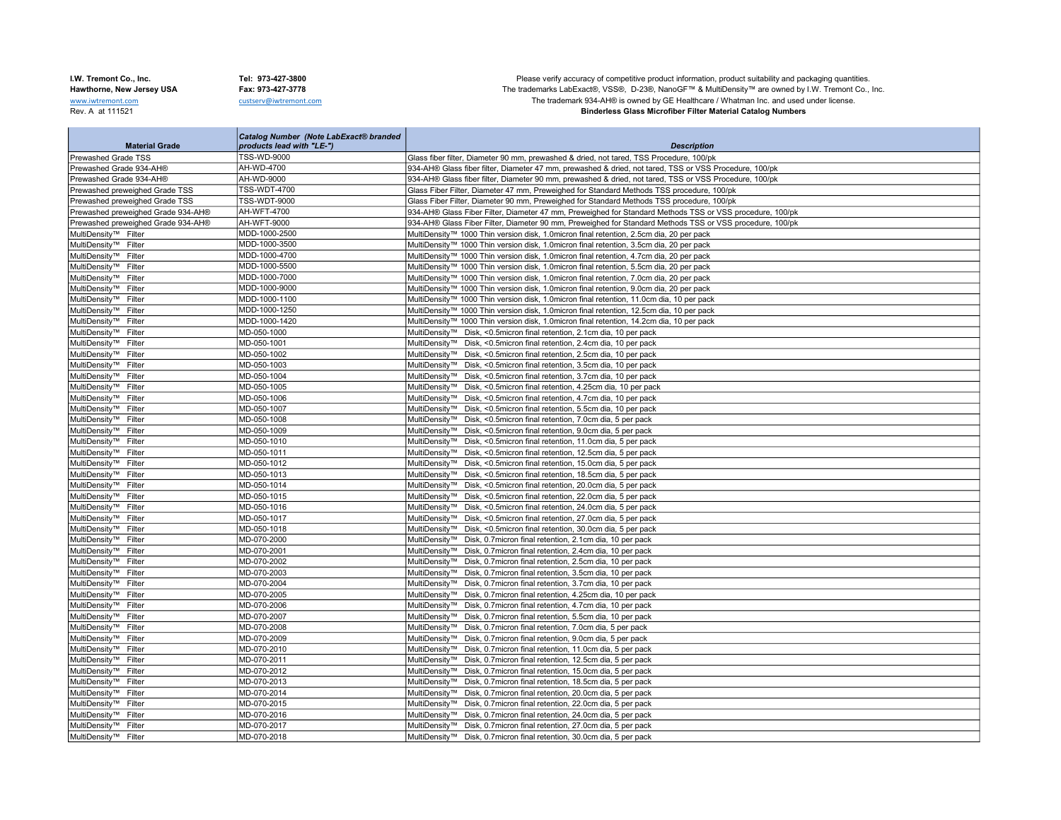I.W. Tremont Co., Inc.
Hawthorne, New Jersey USA
www.iwtremont.com
Rev. A at 111521

Tel: 973-427-3800
Fax: 973-427-3778
custserv@iwtremont.com

Please verify accuracy of competitive product information, product suitability and packaging quantities.
The trademarks LabExact®, VSS®, D-23®, NanoGF™ & MultiDensity™ are owned by I.W. Tremont Co., Inc.
The trademark 934-AH® is owned by GE Healthcare / Whatman Inc. and used under license.

**Binderless Glass Microfiber Filter Material Catalog Numbers**

| Material Grade | Catalog Number (Note LabExact® branded products lead with "LE-") | Description |
|---|---|---|
| Prewashed Grade TSS | TSS-WD-9000 | Glass fiber filter, Diameter 90 mm, prewashed & dried, not tared, TSS Procedure, 100/pk |
| Prewashed Grade 934-AH® | AH-WD-4700 | 934-AH® Glass fiber filter, Diameter 47 mm, prewashed & dried, not tared, TSS or VSS Procedure, 100/pk |
| Prewashed Grade 934-AH® | AH-WD-9000 | 934-AH® Glass fiber filter, Diameter 90 mm, prewashed & dried, not tared, TSS or VSS Procedure, 100/pk |
| Prewashed preweighed Grade TSS | TSS-WDT-4700 | Glass Fiber Filter, Diameter 47 mm, Preweighed for Standard Methods TSS procedure, 100/pk |
| Prewashed preweighed Grade TSS | TSS-WDT-9000 | Glass Fiber Filter, Diameter 90 mm, Preweighed for Standard Methods TSS procedure, 100/pk |
| Prewashed preweighed Grade 934-AH® | AH-WFT-4700 | 934-AH® Glass Fiber Filter, Diameter 47 mm, Preweighed for Standard Methods TSS or VSS procedure, 100/pk |
| Prewashed preweighed Grade 934-AH® | AH-WFT-9000 | 934-AH® Glass Fiber Filter, Diameter 90 mm, Preweighed for Standard Methods TSS or VSS procedure, 100/pk |
| MultiDensity™ Filter | MDD-1000-2500 | MultiDensity™ 1000 Thin version disk, 1.0micron final retention, 2.5cm dia, 20 per pack |
| MultiDensity™ Filter | MDD-1000-3500 | MultiDensity™ 1000 Thin version disk, 1.0micron final retention, 3.5cm dia, 20 per pack |
| MultiDensity™ Filter | MDD-1000-4700 | MultiDensity™ 1000 Thin version disk, 1.0micron final retention, 4.7cm dia, 20 per pack |
| MultiDensity™ Filter | MDD-1000-5500 | MultiDensity™ 1000 Thin version disk, 1.0micron final retention, 5.5cm dia, 20 per pack |
| MultiDensity™ Filter | MDD-1000-7000 | MultiDensity™ 1000 Thin version disk, 1.0micron final retention, 7.0cm dia, 20 per pack |
| MultiDensity™ Filter | MDD-1000-9000 | MultiDensity™ 1000 Thin version disk, 1.0micron final retention, 9.0cm dia, 20 per pack |
| MultiDensity™ Filter | MDD-1000-1100 | MultiDensity™ 1000 Thin version disk, 1.0micron final retention, 11.0cm dia, 10 per pack |
| MultiDensity™ Filter | MDD-1000-1250 | MultiDensity™ 1000 Thin version disk, 1.0micron final retention, 12.5cm dia, 10 per pack |
| MultiDensity™ Filter | MDD-1000-1420 | MultiDensity™ 1000 Thin version disk, 1.0micron final retention, 14.2cm dia, 10 per pack |
| MultiDensity™ Filter | MD-050-1000 | MultiDensity™ Disk, <0.5micron final retention, 2.1cm dia, 10 per pack |
| MultiDensity™ Filter | MD-050-1001 | MultiDensity™ Disk, <0.5micron final retention, 2.4cm dia, 10 per pack |
| MultiDensity™ Filter | MD-050-1002 | MultiDensity™ Disk, <0.5micron final retention, 2.5cm dia, 10 per pack |
| MultiDensity™ Filter | MD-050-1003 | MultiDensity™ Disk, <0.5micron final retention, 3.5cm dia, 10 per pack |
| MultiDensity™ Filter | MD-050-1004 | MultiDensity™ Disk, <0.5micron final retention, 3.7cm dia, 10 per pack |
| MultiDensity™ Filter | MD-050-1005 | MultiDensity™ Disk, <0.5micron final retention, 4.25cm dia, 10 per pack |
| MultiDensity™ Filter | MD-050-1006 | MultiDensity™ Disk, <0.5micron final retention, 4.7cm dia, 10 per pack |
| MultiDensity™ Filter | MD-050-1007 | MultiDensity™ Disk, <0.5micron final retention, 5.5cm dia, 10 per pack |
| MultiDensity™ Filter | MD-050-1008 | MultiDensity™ Disk, <0.5micron final retention, 7.0cm dia, 5 per pack |
| MultiDensity™ Filter | MD-050-1009 | MultiDensity™ Disk, <0.5micron final retention, 9.0cm dia, 5 per pack |
| MultiDensity™ Filter | MD-050-1010 | MultiDensity™ Disk, <0.5micron final retention, 11.0cm dia, 5 per pack |
| MultiDensity™ Filter | MD-050-1011 | MultiDensity™ Disk, <0.5micron final retention, 12.5cm dia, 5 per pack |
| MultiDensity™ Filter | MD-050-1012 | MultiDensity™ Disk, <0.5micron final retention, 15.0cm dia, 5 per pack |
| MultiDensity™ Filter | MD-050-1013 | MultiDensity™ Disk, <0.5micron final retention, 18.5cm dia, 5 per pack |
| MultiDensity™ Filter | MD-050-1014 | MultiDensity™ Disk, <0.5micron final retention, 20.0cm dia, 5 per pack |
| MultiDensity™ Filter | MD-050-1015 | MultiDensity™ Disk, <0.5micron final retention, 22.0cm dia, 5 per pack |
| MultiDensity™ Filter | MD-050-1016 | MultiDensity™ Disk, <0.5micron final retention, 24.0cm dia, 5 per pack |
| MultiDensity™ Filter | MD-050-1017 | MultiDensity™ Disk, <0.5micron final retention, 27.0cm dia, 5 per pack |
| MultiDensity™ Filter | MD-050-1018 | MultiDensity™ Disk, <0.5micron final retention, 30.0cm dia, 5 per pack |
| MultiDensity™ Filter | MD-070-2000 | MultiDensity™ Disk, 0.7micron final retention, 2.1cm dia, 10 per pack |
| MultiDensity™ Filter | MD-070-2001 | MultiDensity™ Disk, 0.7micron final retention, 2.4cm dia, 10 per pack |
| MultiDensity™ Filter | MD-070-2002 | MultiDensity™ Disk, 0.7micron final retention, 2.5cm dia, 10 per pack |
| MultiDensity™ Filter | MD-070-2003 | MultiDensity™ Disk, 0.7micron final retention, 3.5cm dia, 10 per pack |
| MultiDensity™ Filter | MD-070-2004 | MultiDensity™ Disk, 0.7micron final retention, 3.7cm dia, 10 per pack |
| MultiDensity™ Filter | MD-070-2005 | MultiDensity™ Disk, 0.7micron final retention, 4.25cm dia, 10 per pack |
| MultiDensity™ Filter | MD-070-2006 | MultiDensity™ Disk, 0.7micron final retention, 4.7cm dia, 10 per pack |
| MultiDensity™ Filter | MD-070-2007 | MultiDensity™ Disk, 0.7micron final retention, 5.5cm dia, 10 per pack |
| MultiDensity™ Filter | MD-070-2008 | MultiDensity™ Disk, 0.7micron final retention, 7.0cm dia, 5 per pack |
| MultiDensity™ Filter | MD-070-2009 | MultiDensity™ Disk, 0.7micron final retention, 9.0cm dia, 5 per pack |
| MultiDensity™ Filter | MD-070-2010 | MultiDensity™ Disk, 0.7micron final retention, 11.0cm dia, 5 per pack |
| MultiDensity™ Filter | MD-070-2011 | MultiDensity™ Disk, 0.7micron final retention, 12.5cm dia, 5 per pack |
| MultiDensity™ Filter | MD-070-2012 | MultiDensity™ Disk, 0.7micron final retention, 15.0cm dia, 5 per pack |
| MultiDensity™ Filter | MD-070-2013 | MultiDensity™ Disk, 0.7micron final retention, 18.5cm dia, 5 per pack |
| MultiDensity™ Filter | MD-070-2014 | MultiDensity™ Disk, 0.7micron final retention, 20.0cm dia, 5 per pack |
| MultiDensity™ Filter | MD-070-2015 | MultiDensity™ Disk, 0.7micron final retention, 22.0cm dia, 5 per pack |
| MultiDensity™ Filter | MD-070-2016 | MultiDensity™ Disk, 0.7micron final retention, 24.0cm dia, 5 per pack |
| MultiDensity™ Filter | MD-070-2017 | MultiDensity™ Disk, 0.7micron final retention, 27.0cm dia, 5 per pack |
| MultiDensity™ Filter | MD-070-2018 | MultiDensity™ Disk, 0.7micron final retention, 30.0cm dia, 5 per pack |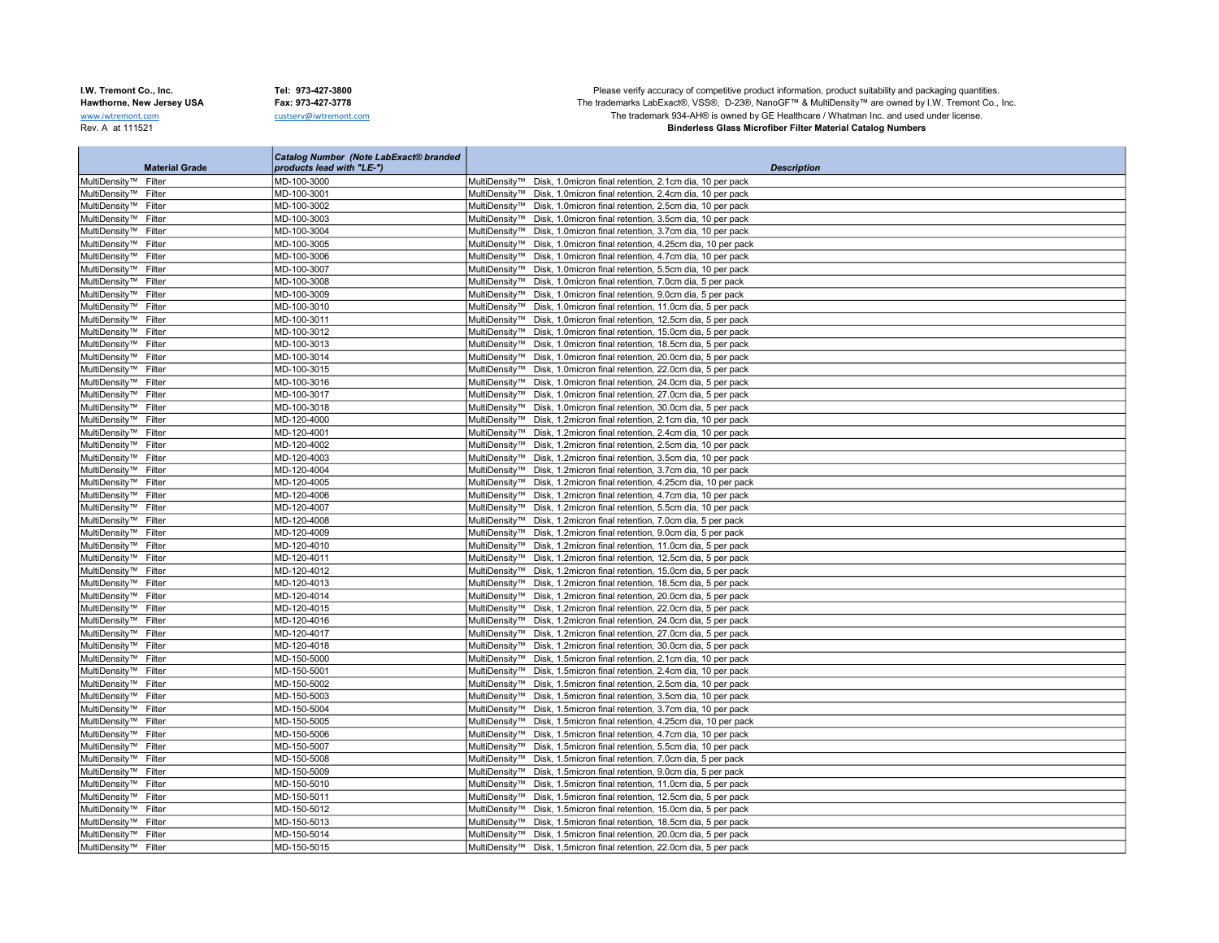I.W. Tremont Co., Inc.
Hawthorne, New Jersey USA
www.iwtremont.com
Rev. A at 111521

Tel: 973-427-3800
Fax: 973-427-3778
custserv@iwtremont.com

Please verify accuracy of competitive product information, product suitability and packaging quantities.
The trademarks LabExact®, VSS®, D-23®, NanoGF™ & MultiDensity™ are owned by I.W. Tremont Co., Inc.
The trademark 934-AH® is owned by GE Healthcare / Whatman Inc. and used under license.

**Binderless Glass Microfiber Filter Material Catalog Numbers**

| Material Grade | *Catalog Number (Note LabExact® branded products lead with "LE-")* | *Description* |
|---|---|---|
| MultiDensity™ Filter | MD-100-3000 | MultiDensity™ Disk, 1.0micron final retention, 2.1cm dia, 10 per pack |
| MultiDensity™ Filter | MD-100-3001 | MultiDensity™ Disk, 1.0micron final retention, 2.4cm dia, 10 per pack |
| MultiDensity™ Filter | MD-100-3002 | MultiDensity™ Disk, 1.0micron final retention, 2.5cm dia, 10 per pack |
| MultiDensity™ Filter | MD-100-3003 | MultiDensity™ Disk, 1.0micron final retention, 3.5cm dia, 10 per pack |
| MultiDensity™ Filter | MD-100-3004 | MultiDensity™ Disk, 1.0micron final retention, 3.7cm dia, 10 per pack |
| MultiDensity™ Filter | MD-100-3005 | MultiDensity™ Disk, 1.0micron final retention, 4.25cm dia, 10 per pack |
| MultiDensity™ Filter | MD-100-3006 | MultiDensity™ Disk, 1.0micron final retention, 4.7cm dia, 10 per pack |
| MultiDensity™ Filter | MD-100-3007 | MultiDensity™ Disk, 1.0micron final retention, 5.5cm dia, 10 per pack |
| MultiDensity™ Filter | MD-100-3008 | MultiDensity™ Disk, 1.0micron final retention, 7.0cm dia, 5 per pack |
| MultiDensity™ Filter | MD-100-3009 | MultiDensity™ Disk, 1.0micron final retention, 9.0cm dia, 5 per pack |
| MultiDensity™ Filter | MD-100-3010 | MultiDensity™ Disk, 1.0micron final retention, 11.0cm dia, 5 per pack |
| MultiDensity™ Filter | MD-100-3011 | MultiDensity™ Disk, 1.0micron final retention, 12.5cm dia, 5 per pack |
| MultiDensity™ Filter | MD-100-3012 | MultiDensity™ Disk, 1.0micron final retention, 15.0cm dia, 5 per pack |
| MultiDensity™ Filter | MD-100-3013 | MultiDensity™ Disk, 1.0micron final retention, 18.5cm dia, 5 per pack |
| MultiDensity™ Filter | MD-100-3014 | MultiDensity™ Disk, 1.0micron final retention, 20.0cm dia, 5 per pack |
| MultiDensity™ Filter | MD-100-3015 | MultiDensity™ Disk, 1.0micron final retention, 22.0cm dia, 5 per pack |
| MultiDensity™ Filter | MD-100-3016 | MultiDensity™ Disk, 1.0micron final retention, 24.0cm dia, 5 per pack |
| MultiDensity™ Filter | MD-100-3017 | MultiDensity™ Disk, 1.0micron final retention, 27.0cm dia, 5 per pack |
| MultiDensity™ Filter | MD-100-3018 | MultiDensity™ Disk, 1.0micron final retention, 30.0cm dia, 5 per pack |
| MultiDensity™ Filter | MD-120-4000 | MultiDensity™ Disk, 1.2micron final retention, 2.1cm dia, 10 per pack |
| MultiDensity™ Filter | MD-120-4001 | MultiDensity™ Disk, 1.2micron final retention, 2.4cm dia, 10 per pack |
| MultiDensity™ Filter | MD-120-4002 | MultiDensity™ Disk, 1.2micron final retention, 2.5cm dia, 10 per pack |
| MultiDensity™ Filter | MD-120-4003 | MultiDensity™ Disk, 1.2micron final retention, 3.5cm dia, 10 per pack |
| MultiDensity™ Filter | MD-120-4004 | MultiDensity™ Disk, 1.2micron final retention, 3.7cm dia, 10 per pack |
| MultiDensity™ Filter | MD-120-4005 | MultiDensity™ Disk, 1.2micron final retention, 4.25cm dia, 10 per pack |
| MultiDensity™ Filter | MD-120-4006 | MultiDensity™ Disk, 1.2micron final retention, 4.7cm dia, 10 per pack |
| MultiDensity™ Filter | MD-120-4007 | MultiDensity™ Disk, 1.2micron final retention, 5.5cm dia, 10 per pack |
| MultiDensity™ Filter | MD-120-4008 | MultiDensity™ Disk, 1.2micron final retention, 7.0cm dia, 5 per pack |
| MultiDensity™ Filter | MD-120-4009 | MultiDensity™ Disk, 1.2micron final retention, 9.0cm dia, 5 per pack |
| MultiDensity™ Filter | MD-120-4010 | MultiDensity™ Disk, 1.2micron final retention, 11.0cm dia, 5 per pack |
| MultiDensity™ Filter | MD-120-4011 | MultiDensity™ Disk, 1.2micron final retention, 12.5cm dia, 5 per pack |
| MultiDensity™ Filter | MD-120-4012 | MultiDensity™ Disk, 1.2micron final retention, 15.0cm dia, 5 per pack |
| MultiDensity™ Filter | MD-120-4013 | MultiDensity™ Disk, 1.2micron final retention, 18.5cm dia, 5 per pack |
| MultiDensity™ Filter | MD-120-4014 | MultiDensity™ Disk, 1.2micron final retention, 20.0cm dia, 5 per pack |
| MultiDensity™ Filter | MD-120-4015 | MultiDensity™ Disk, 1.2micron final retention, 22.0cm dia, 5 per pack |
| MultiDensity™ Filter | MD-120-4016 | MultiDensity™ Disk, 1.2micron final retention, 24.0cm dia, 5 per pack |
| MultiDensity™ Filter | MD-120-4017 | MultiDensity™ Disk, 1.2micron final retention, 27.0cm dia, 5 per pack |
| MultiDensity™ Filter | MD-120-4018 | MultiDensity™ Disk, 1.2micron final retention, 30.0cm dia, 5 per pack |
| MultiDensity™ Filter | MD-150-5000 | MultiDensity™ Disk, 1.5micron final retention, 2.1cm dia, 10 per pack |
| MultiDensity™ Filter | MD-150-5001 | MultiDensity™ Disk, 1.5micron final retention, 2.4cm dia, 10 per pack |
| MultiDensity™ Filter | MD-150-5002 | MultiDensity™ Disk, 1.5micron final retention, 2.5cm dia, 10 per pack |
| MultiDensity™ Filter | MD-150-5003 | MultiDensity™ Disk, 1.5micron final retention, 3.5cm dia, 10 per pack |
| MultiDensity™ Filter | MD-150-5004 | MultiDensity™ Disk, 1.5micron final retention, 3.7cm dia, 10 per pack |
| MultiDensity™ Filter | MD-150-5005 | MultiDensity™ Disk, 1.5micron final retention, 4.25cm dia, 10 per pack |
| MultiDensity™ Filter | MD-150-5006 | MultiDensity™ Disk, 1.5micron final retention, 4.7cm dia, 10 per pack |
| MultiDensity™ Filter | MD-150-5007 | MultiDensity™ Disk, 1.5micron final retention, 5.5cm dia, 10 per pack |
| MultiDensity™ Filter | MD-150-5008 | MultiDensity™ Disk, 1.5micron final retention, 7.0cm dia, 5 per pack |
| MultiDensity™ Filter | MD-150-5009 | MultiDensity™ Disk, 1.5micron final retention, 9.0cm dia, 5 per pack |
| MultiDensity™ Filter | MD-150-5010 | MultiDensity™ Disk, 1.5micron final retention, 11.0cm dia, 5 per pack |
| MultiDensity™ Filter | MD-150-5011 | MultiDensity™ Disk, 1.5micron final retention, 12.5cm dia, 5 per pack |
| MultiDensity™ Filter | MD-150-5012 | MultiDensity™ Disk, 1.5micron final retention, 15.0cm dia, 5 per pack |
| MultiDensity™ Filter | MD-150-5013 | MultiDensity™ Disk, 1.5micron final retention, 18.5cm dia, 5 per pack |
| MultiDensity™ Filter | MD-150-5014 | MultiDensity™ Disk, 1.5micron final retention, 20.0cm dia, 5 per pack |
| MultiDensity™ Filter | MD-150-5015 | MultiDensity™ Disk, 1.5micron final retention, 22.0cm dia, 5 per pack |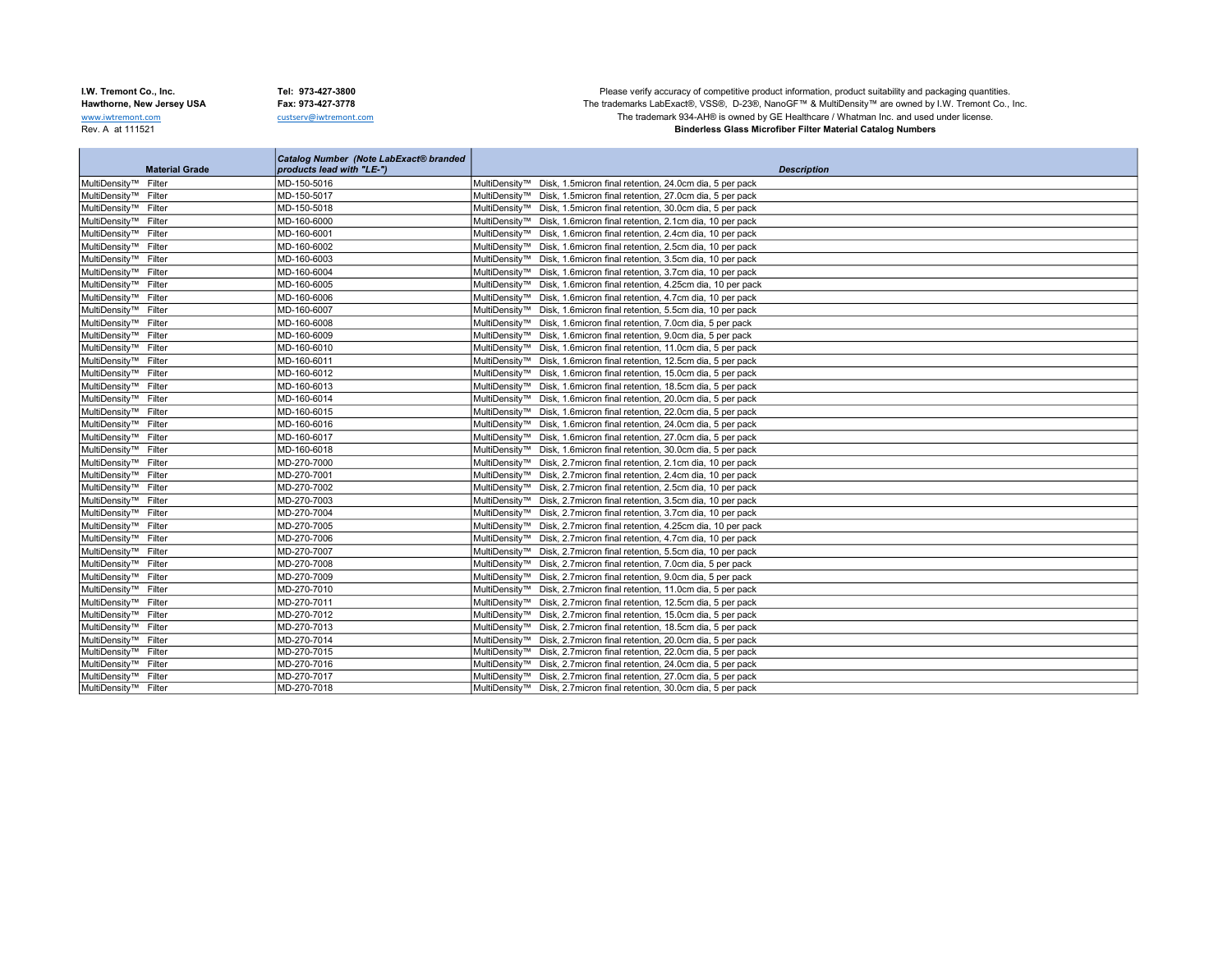**I.W. Tremont Co., Inc.**
**Hawthorne, New Jersey USA**
www.iwtremont.com
Rev. A at 111521

**Tel: 973-427-3800**
**Fax: 973-427-3778**
custserv@iwtremont.com

Please verify accuracy of competitive product information, product suitability and packaging quantities.
The trademarks LabExact®, VSS®, D-23®, NanoGF™ & MultiDensity™ are owned by I.W. Tremont Co., Inc.
The trademark 934-AH® is owned by GE Healthcare / Whatman Inc. and used under license.
**Binderless Glass Microfiber Filter Material Catalog Numbers**

| **Material Grade** | ***Catalog Number (Note LabExact® branded products lead with "LE-")*** | ***Description*** |
|---|---|---|
| MultiDensity™ Filter | MD-150-5016 | MultiDensity™ Disk, 1.5micron final retention, 24.0cm dia, 5 per pack |
| MultiDensity™ Filter | MD-150-5017 | MultiDensity™ Disk, 1.5micron final retention, 27.0cm dia, 5 per pack |
| MultiDensity™ Filter | MD-150-5018 | MultiDensity™ Disk, 1.5micron final retention, 30.0cm dia, 5 per pack |
| MultiDensity™ Filter | MD-160-6000 | MultiDensity™ Disk, 1.6micron final retention, 2.1cm dia, 10 per pack |
| MultiDensity™ Filter | MD-160-6001 | MultiDensity™ Disk, 1.6micron final retention, 2.4cm dia, 10 per pack |
| MultiDensity™ Filter | MD-160-6002 | MultiDensity™ Disk, 1.6micron final retention, 2.5cm dia, 10 per pack |
| MultiDensity™ Filter | MD-160-6003 | MultiDensity™ Disk, 1.6micron final retention, 3.5cm dia, 10 per pack |
| MultiDensity™ Filter | MD-160-6004 | MultiDensity™ Disk, 1.6micron final retention, 3.7cm dia, 10 per pack |
| MultiDensity™ Filter | MD-160-6005 | MultiDensity™ Disk, 1.6micron final retention, 4.25cm dia, 10 per pack |
| MultiDensity™ Filter | MD-160-6006 | MultiDensity™ Disk, 1.6micron final retention, 4.7cm dia, 10 per pack |
| MultiDensity™ Filter | MD-160-6007 | MultiDensity™ Disk, 1.6micron final retention, 5.5cm dia, 10 per pack |
| MultiDensity™ Filter | MD-160-6008 | MultiDensity™ Disk, 1.6micron final retention, 7.0cm dia, 5 per pack |
| MultiDensity™ Filter | MD-160-6009 | MultiDensity™ Disk, 1.6micron final retention, 9.0cm dia, 5 per pack |
| MultiDensity™ Filter | MD-160-6010 | MultiDensity™ Disk, 1.6micron final retention, 11.0cm dia, 5 per pack |
| MultiDensity™ Filter | MD-160-6011 | MultiDensity™ Disk, 1.6micron final retention, 12.5cm dia, 5 per pack |
| MultiDensity™ Filter | MD-160-6012 | MultiDensity™ Disk, 1.6micron final retention, 15.0cm dia, 5 per pack |
| MultiDensity™ Filter | MD-160-6013 | MultiDensity™ Disk, 1.6micron final retention, 18.5cm dia, 5 per pack |
| MultiDensity™ Filter | MD-160-6014 | MultiDensity™ Disk, 1.6micron final retention, 20.0cm dia, 5 per pack |
| MultiDensity™ Filter | MD-160-6015 | MultiDensity™ Disk, 1.6micron final retention, 22.0cm dia, 5 per pack |
| MultiDensity™ Filter | MD-160-6016 | MultiDensity™ Disk, 1.6micron final retention, 24.0cm dia, 5 per pack |
| MultiDensity™ Filter | MD-160-6017 | MultiDensity™ Disk, 1.6micron final retention, 27.0cm dia, 5 per pack |
| MultiDensity™ Filter | MD-160-6018 | MultiDensity™ Disk, 1.6micron final retention, 30.0cm dia, 5 per pack |
| MultiDensity™ Filter | MD-270-7000 | MultiDensity™ Disk, 2.7micron final retention, 2.1cm dia, 10 per pack |
| MultiDensity™ Filter | MD-270-7001 | MultiDensity™ Disk, 2.7micron final retention, 2.4cm dia, 10 per pack |
| MultiDensity™ Filter | MD-270-7002 | MultiDensity™ Disk, 2.7micron final retention, 2.5cm dia, 10 per pack |
| MultiDensity™ Filter | MD-270-7003 | MultiDensity™ Disk, 2.7micron final retention, 3.5cm dia, 10 per pack |
| MultiDensity™ Filter | MD-270-7004 | MultiDensity™ Disk, 2.7micron final retention, 3.7cm dia, 10 per pack |
| MultiDensity™ Filter | MD-270-7005 | MultiDensity™ Disk, 2.7micron final retention, 4.25cm dia, 10 per pack |
| MultiDensity™ Filter | MD-270-7006 | MultiDensity™ Disk, 2.7micron final retention, 4.7cm dia, 10 per pack |
| MultiDensity™ Filter | MD-270-7007 | MultiDensity™ Disk, 2.7micron final retention, 5.5cm dia, 10 per pack |
| MultiDensity™ Filter | MD-270-7008 | MultiDensity™ Disk, 2.7micron final retention, 7.0cm dia, 5 per pack |
| MultiDensity™ Filter | MD-270-7009 | MultiDensity™ Disk, 2.7micron final retention, 9.0cm dia, 5 per pack |
| MultiDensity™ Filter | MD-270-7010 | MultiDensity™ Disk, 2.7micron final retention, 11.0cm dia, 5 per pack |
| MultiDensity™ Filter | MD-270-7011 | MultiDensity™ Disk, 2.7micron final retention, 12.5cm dia, 5 per pack |
| MultiDensity™ Filter | MD-270-7012 | MultiDensity™ Disk, 2.7micron final retention, 15.0cm dia, 5 per pack |
| MultiDensity™ Filter | MD-270-7013 | MultiDensity™ Disk, 2.7micron final retention, 18.5cm dia, 5 per pack |
| MultiDensity™ Filter | MD-270-7014 | MultiDensity™ Disk, 2.7micron final retention, 20.0cm dia, 5 per pack |
| MultiDensity™ Filter | MD-270-7015 | MultiDensity™ Disk, 2.7micron final retention, 22.0cm dia, 5 per pack |
| MultiDensity™ Filter | MD-270-7016 | MultiDensity™ Disk, 2.7micron final retention, 24.0cm dia, 5 per pack |
| MultiDensity™ Filter | MD-270-7017 | MultiDensity™ Disk, 2.7micron final retention, 27.0cm dia, 5 per pack |
| MultiDensity™ Filter | MD-270-7018 | MultiDensity™ Disk, 2.7micron final retention, 30.0cm dia, 5 per pack |